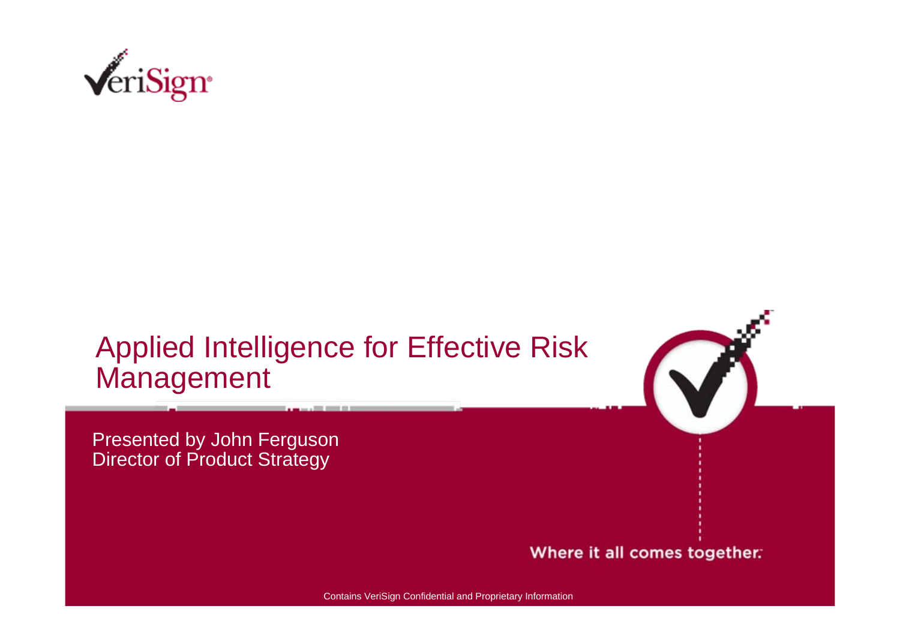VeriSign

# Applied Intelligence for Effective Risk Management

Presented by John Ferguson
Director of Product Strategy

Where it all comes together.

Contains VeriSign Confidential and Proprietary Information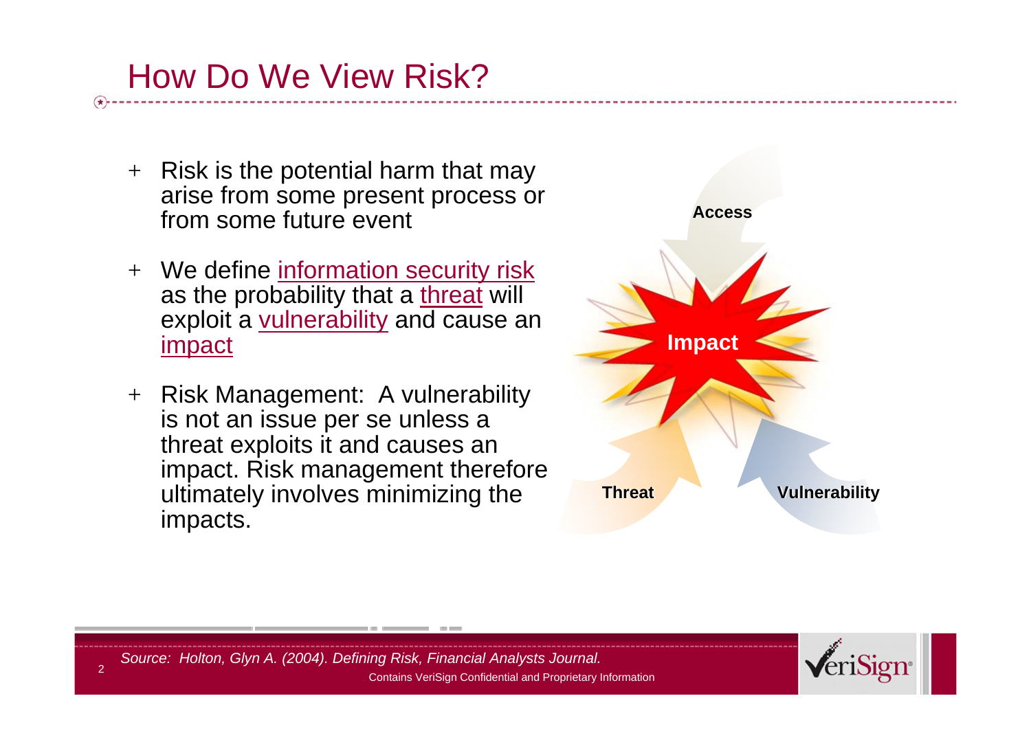# How Do We View Risk?

- Risk is the potential harm that may arise from some present process or from some future event
- We define information security risk as the probability that a threat will exploit a vulnerability and cause an impact
- Risk Management: A vulnerability is not an issue per se unless a threat exploits it and causes an impact. Risk management therefore ultimately involves minimizing the impacts.

Access

Impact

Threat

Vulnerability

*Source: Holton, Glyn A. (2004). Defining Risk, Financial Analysts Journal.*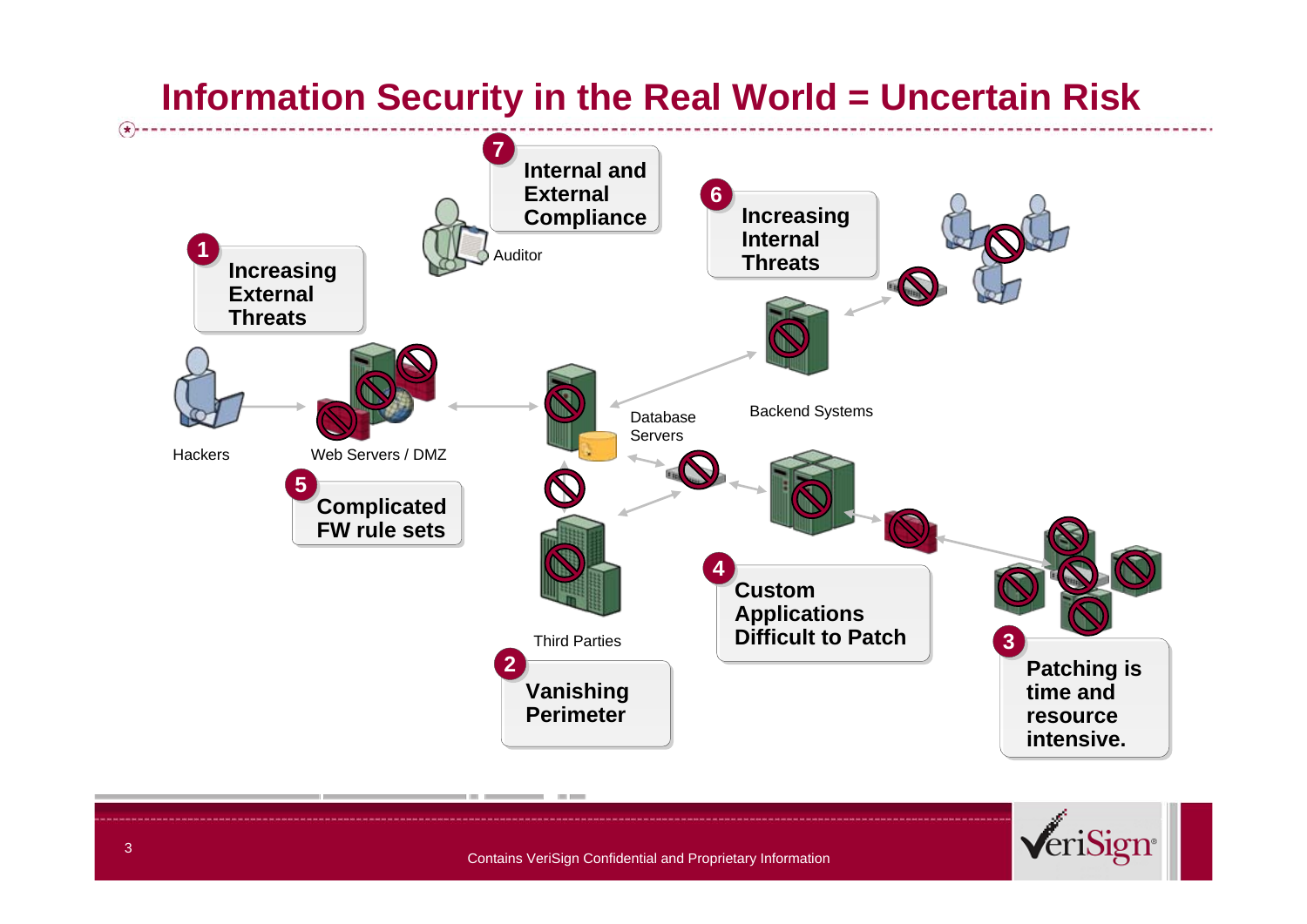# Information Security in the Real World = Uncertain Risk

1. **Increasing External Threats**
2. **Vanishing Perimeter**
3. **Patching is time and resource intensive.**
4. **Custom Applications Difficult to Patch**
5. **Complicated FW rule sets**
6. **Increasing Internal Threats**
7. **Internal and External Compliance**

Hackers

Web Servers / DMZ

Database Servers

Backend Systems

Third Parties

Auditor

Contains VeriSign Confidential and Proprietary Information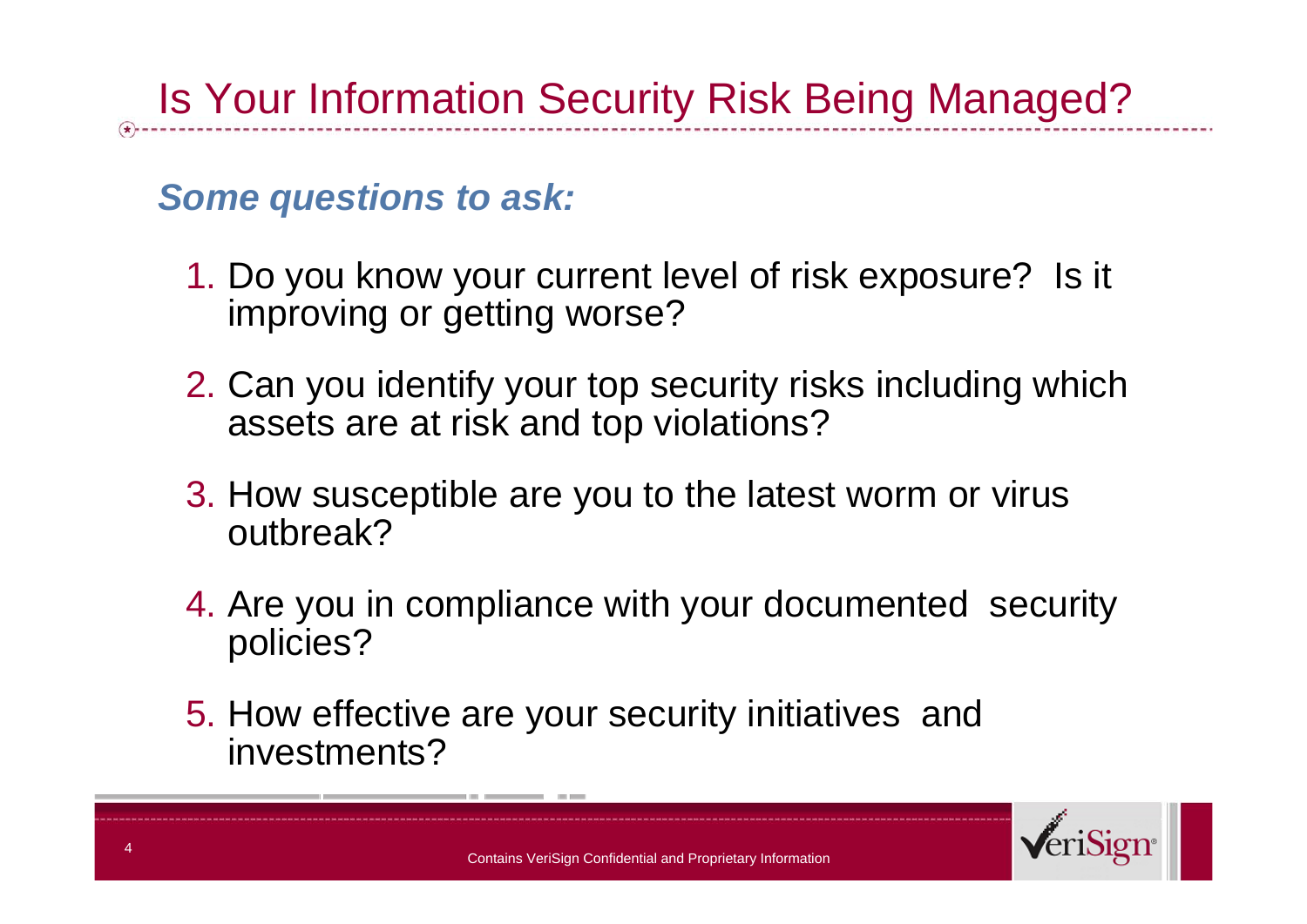# Is Your Information Security Risk Being Managed?

***Some questions to ask:***

1. Do you know your current level of risk exposure? Is it improving or getting worse?
2. Can you identify your top security risks including which assets are at risk and top violations?
3. How susceptible are you to the latest worm or virus outbreak?
4. Are you in compliance with your documented security policies?
5. How effective are your security initiatives and investments?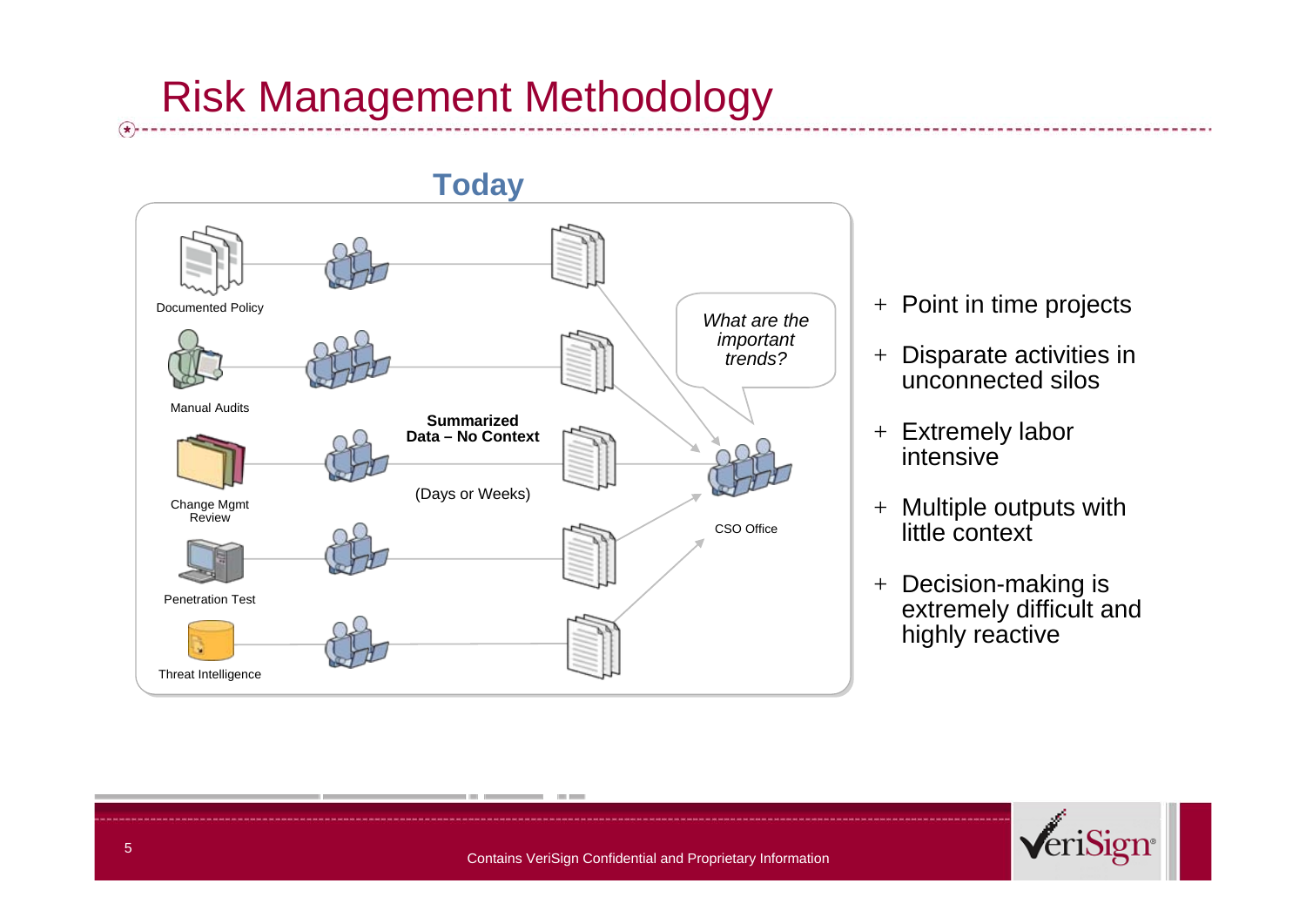# Risk Management Methodology

## Today

Documented Policy

Manual Audits

Change Mgmt Review

Penetration Test

Threat Intelligence

**Summarized Data – No Context**

(Days or Weeks)

*What are the important trends?*

CSO Office

- Point in time projects
- Disparate activities in unconnected silos
- Extremely labor intensive
- Multiple outputs with little context
- Decision-making is extremely difficult and highly reactive

Contains VeriSign Confidential and Proprietary Information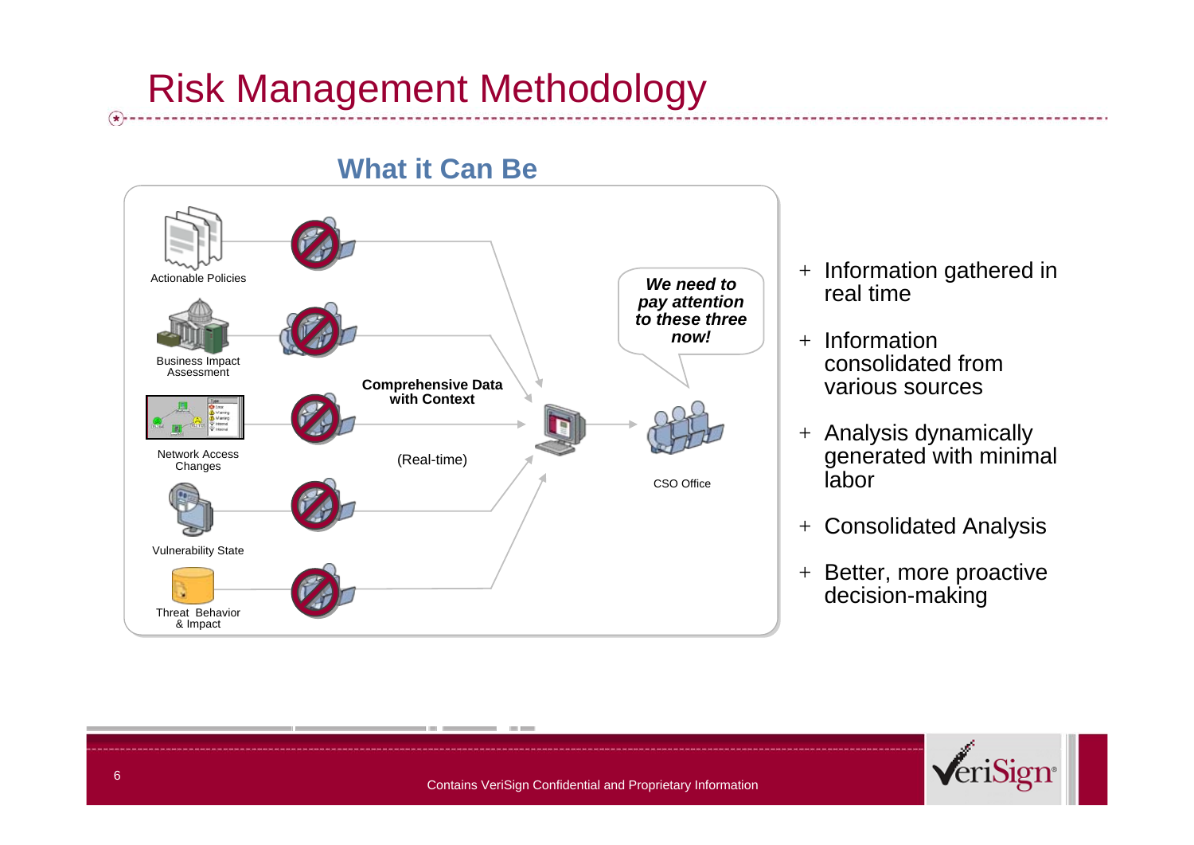# Risk Management Methodology

## What it Can Be

Actionable Policies

Business Impact Assessment

Network Access Changes

Vulnerability State

Threat Behavior & Impact

**Comprehensive Data with Context**

(Real-time)

***We need to pay attention to these three now!***

CSO Office

- Information gathered in real time
- Information consolidated from various sources
- Analysis dynamically generated with minimal labor
- Consolidated Analysis
- Better, more proactive decision-making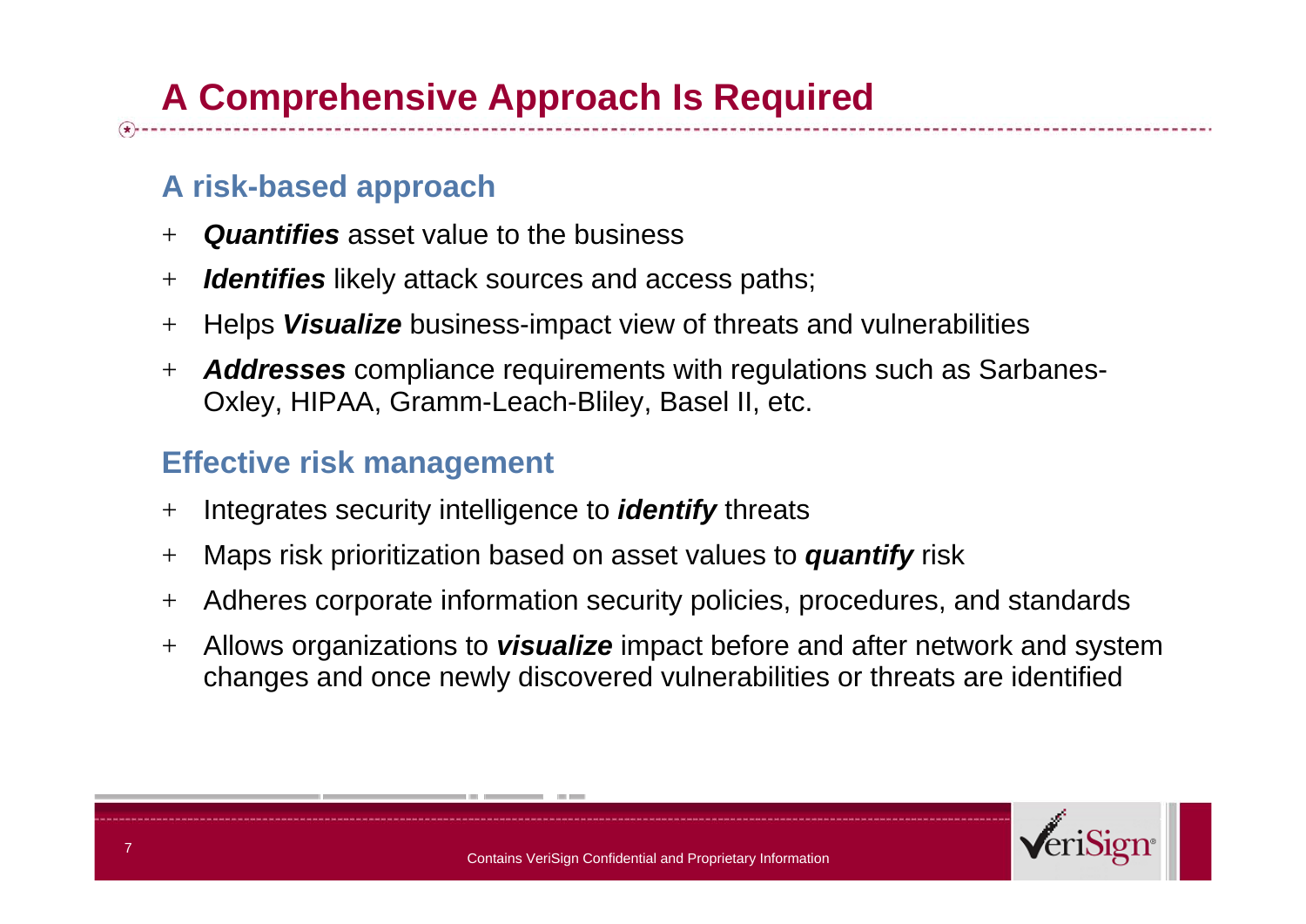# A Comprehensive Approach Is Required

## A risk-based approach

- ***Quantifies*** asset value to the business
- ***Identifies*** likely attack sources and access paths;
- Helps ***Visualize*** business-impact view of threats and vulnerabilities
- ***Addresses*** compliance requirements with regulations such as Sarbanes-Oxley, HIPAA, Gramm-Leach-Bliley, Basel II, etc.

## Effective risk management

- Integrates security intelligence to ***identify*** threats
- Maps risk prioritization based on asset values to ***quantify*** risk
- Adheres corporate information security policies, procedures, and standards
- Allows organizations to ***visualize*** impact before and after network and system changes and once newly discovered vulnerabilities or threats are identified

Contains VeriSign Confidential and Proprietary Information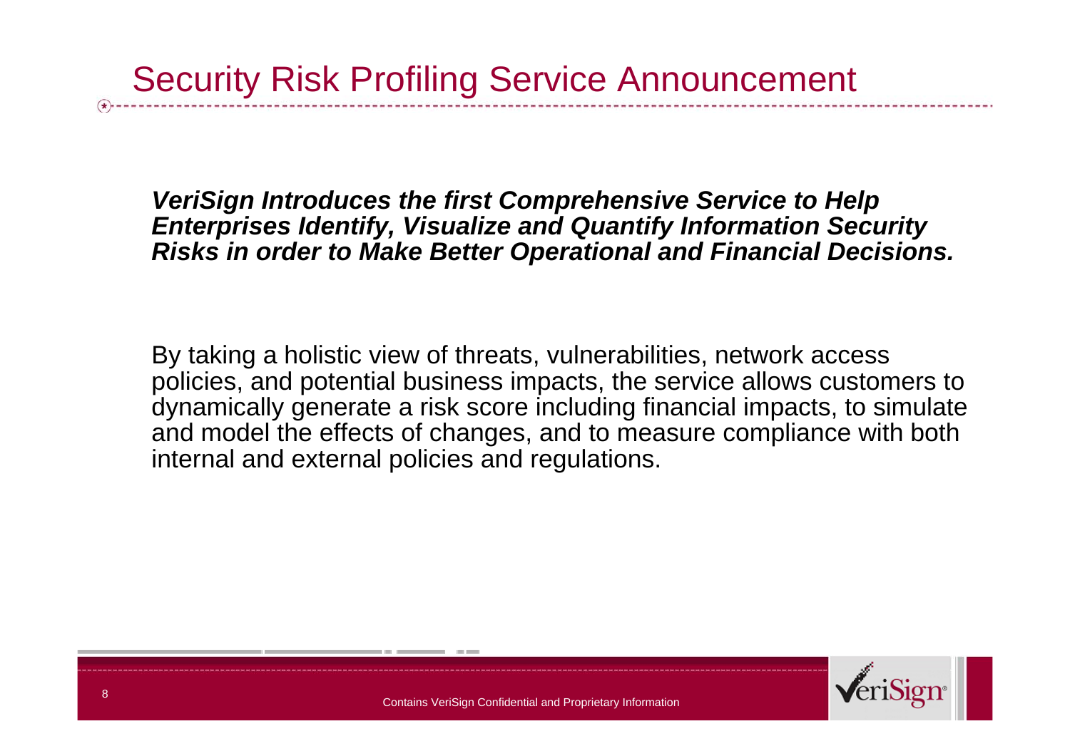# Security Risk Profiling Service Announcement

***VeriSign Introduces the first Comprehensive Service to Help Enterprises Identify, Visualize and Quantify Information Security Risks in order to Make Better Operational and Financial Decisions.***

By taking a holistic view of threats, vulnerabilities, network access policies, and potential business impacts, the service allows customers to dynamically generate a risk score including financial impacts, to simulate and model the effects of changes, and to measure compliance with both internal and external policies and regulations.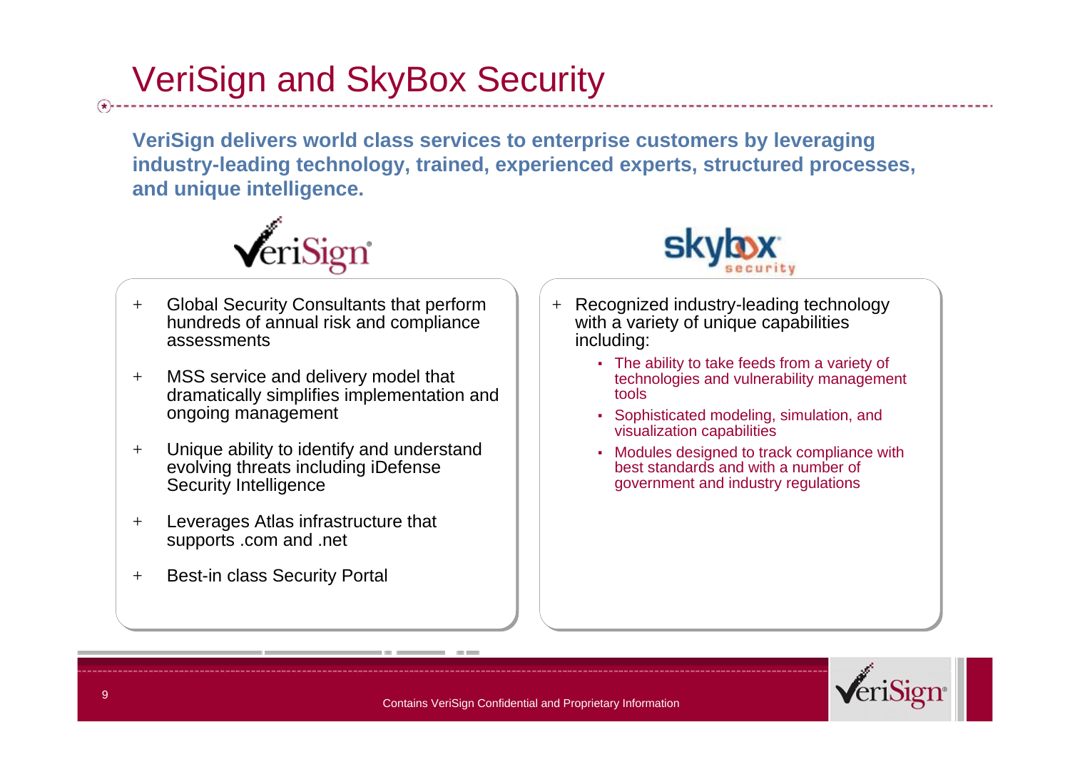# VeriSign and SkyBox Security

**VeriSign delivers world class services to enterprise customers by leveraging industry-leading technology, trained, experienced experts, structured processes, and unique intelligence.**

## VeriSign

- Global Security Consultants that perform hundreds of annual risk and compliance assessments
- MSS service and delivery model that dramatically simplifies implementation and ongoing management
- Unique ability to identify and understand evolving threats including iDefense Security Intelligence
- Leverages Atlas infrastructure that supports .com and .net
- Best-in class Security Portal

## skybox security

- Recognized industry-leading technology with a variety of unique capabilities including:
  - The ability to take feeds from a variety of technologies and vulnerability management tools
  - Sophisticated modeling, simulation, and visualization capabilities
  - Modules designed to track compliance with best standards and with a number of government and industry regulations

Contains VeriSign Confidential and Proprietary Information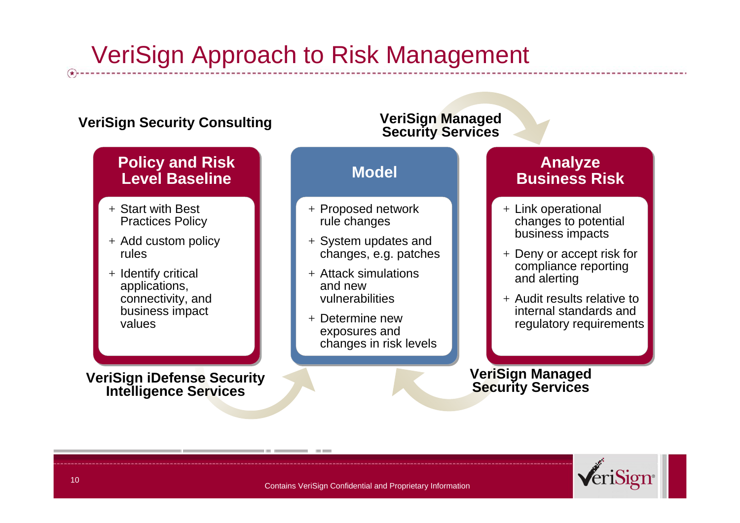# VeriSign Approach to Risk Management

**VeriSign Security Consulting**

## Policy and Risk Level Baseline

+ Start with Best Practices Policy
+ Add custom policy rules
+ Identify critical applications, connectivity, and business impact values

**VeriSign iDefense Security Intelligence Services**

## Model

+ Proposed network rule changes
+ System updates and changes, e.g. patches
+ Attack simulations and new vulnerabilities
+ Determine new exposures and changes in risk levels

**VeriSign Managed Security Services**

## Analyze Business Risk

+ Link operational changes to potential business impacts
+ Deny or accept risk for compliance reporting and alerting
+ Audit results relative to internal standards and regulatory requirements

**VeriSign Managed Security Services**

Contains VeriSign Confidential and Proprietary Information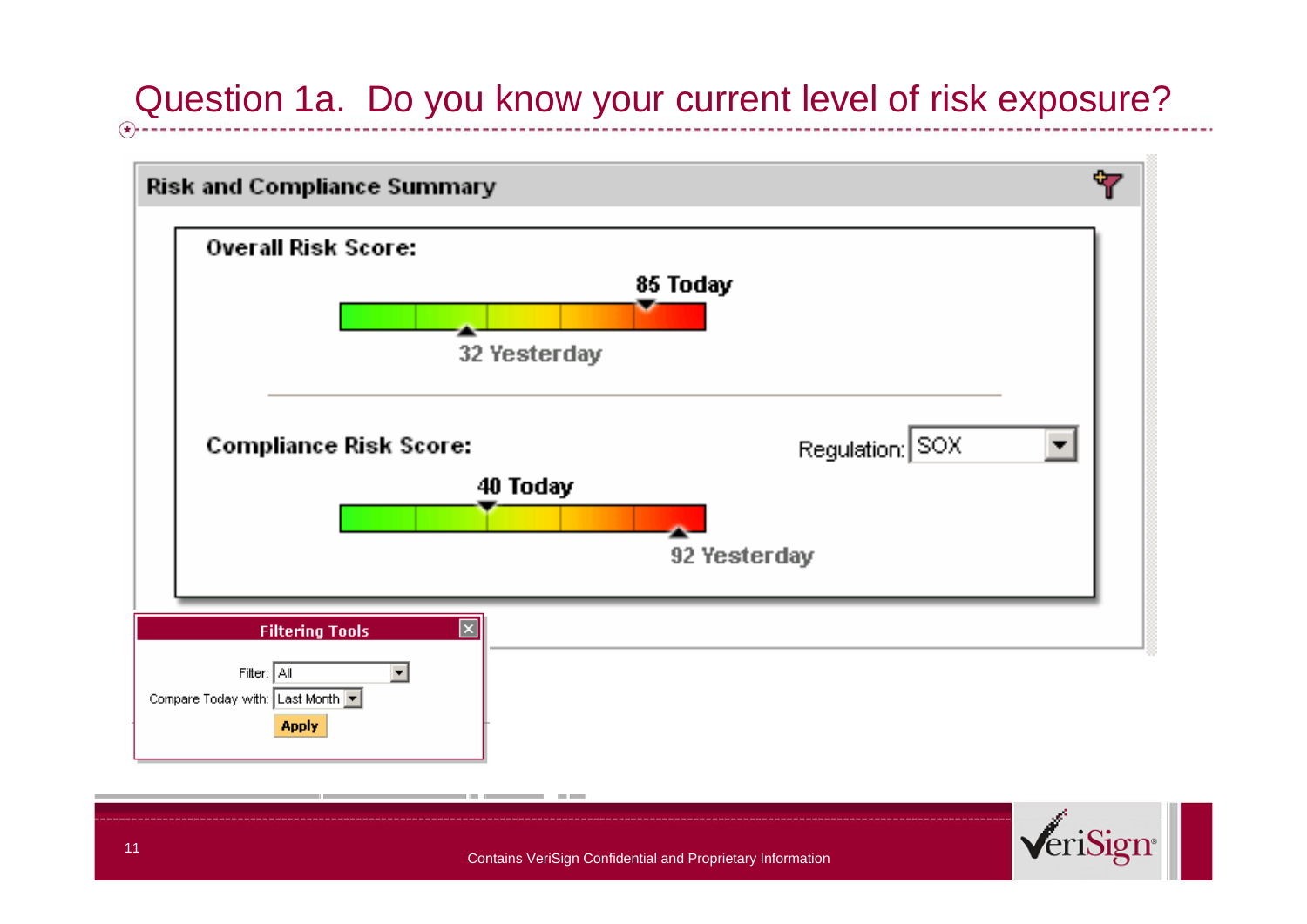# Question 1a. Do you know your current level of risk exposure?

**Risk and Compliance Summary**

**Overall Risk Score:**

85 Today

32 Yesterday

**Compliance Risk Score:**

Regulation: SOX

40 Today

92 Yesterday

**Filtering Tools**

Filter: All

Compare Today with: Last Month

Apply

Contains VeriSign Confidential and Proprietary Information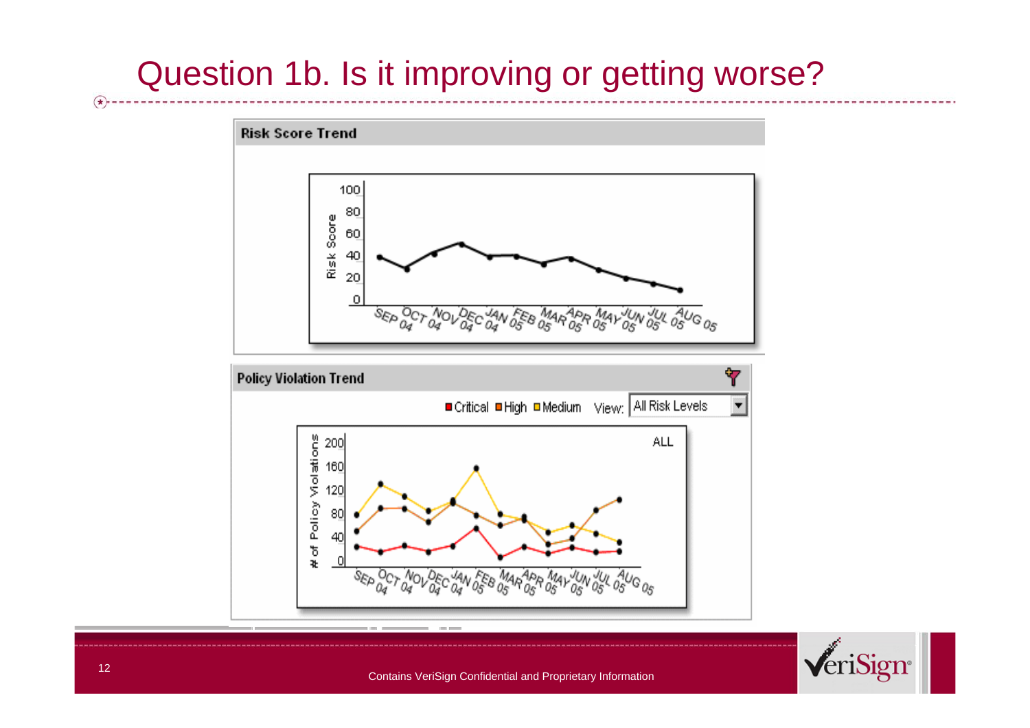# Question 1b. Is it improving or getting worse?

**Risk Score Trend**

Risk Score

100
80
60
40
20
0

SEP 04 OCT 04 NOV 04 DEC 04 JAN 05 FEB 05 MAR 05 APR 05 MAY 05 JUN 05 JUL 05 AUG 05

**Policy Violation Trend**

Critical High Medium View: All Risk Levels

ALL

# of Policy Violations

200
160
120
80
40
0

SEP 04 OCT 04 NOV 04 DEC 04 JAN 05 FEB 05 MAR 05 APR 05 MAY 05 JUN 05 JUL 05 AUG 05

Contains VeriSign Confidential and Proprietary Information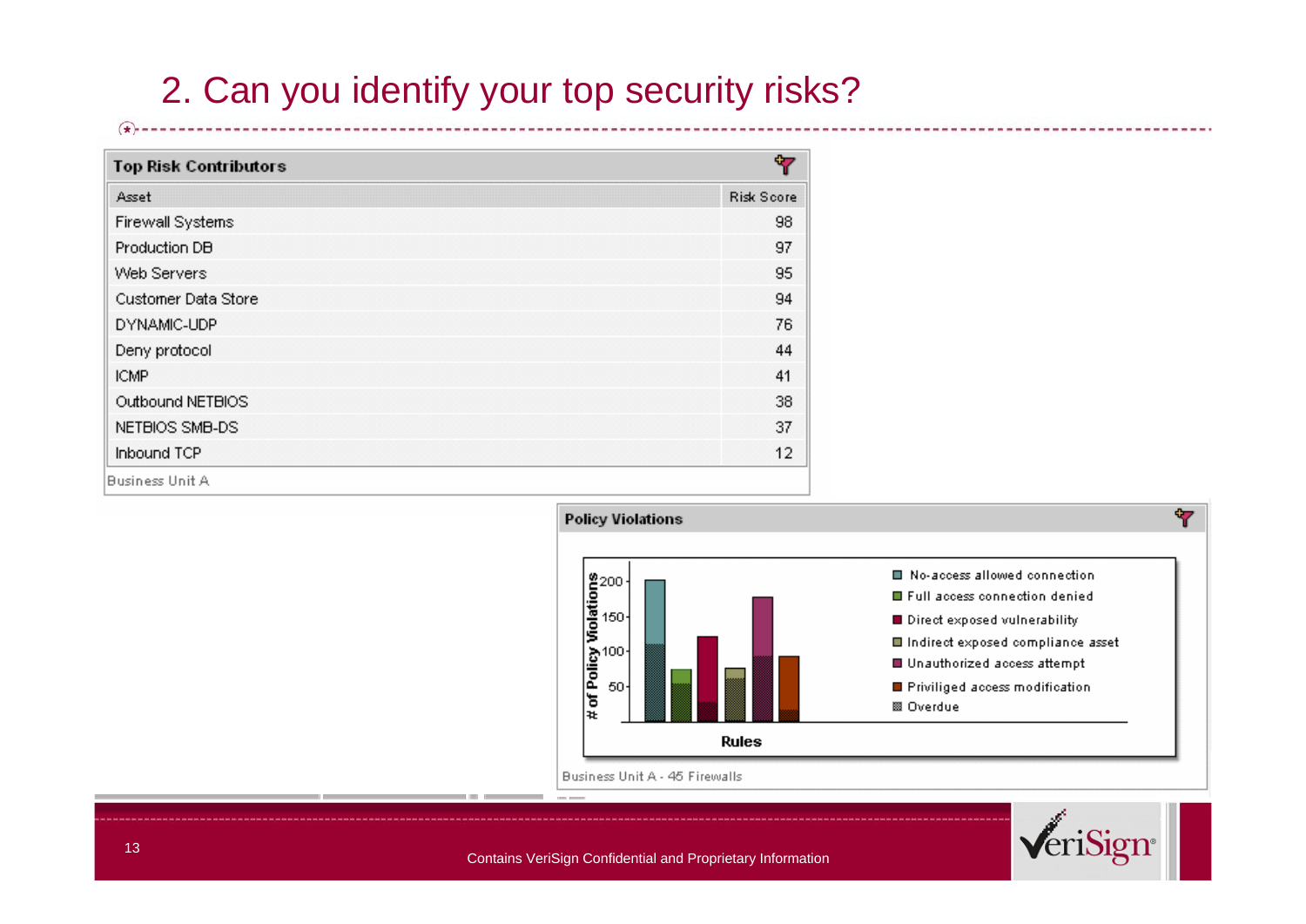# 2. Can you identify your top security risks?

**Top Risk Contributors**

| Asset | Risk Score |
|---|---|
| Firewall Systems | 98 |
| Production DB | 97 |
| Web Servers | 95 |
| Customer Data Store | 94 |
| DYNAMIC-UDP | 76 |
| Deny protocol | 44 |
| ICMP | 41 |
| Outbound NETBIOS | 38 |
| NETBIOS SMB-DS | 37 |
| Inbound TCP | 12 |

Business Unit A

**Policy Violations**

# of Policy Violations

200
150
100
50

Rules

- No-access allowed connection
- Full access connection denied
- Direct exposed vulnerability
- Indirect exposed compliance asset
- Unauthorized access attempt
- Priviliged access modification
- Overdue

Business Unit A - 45 Firewalls

Contains VeriSign Confidential and Proprietary Information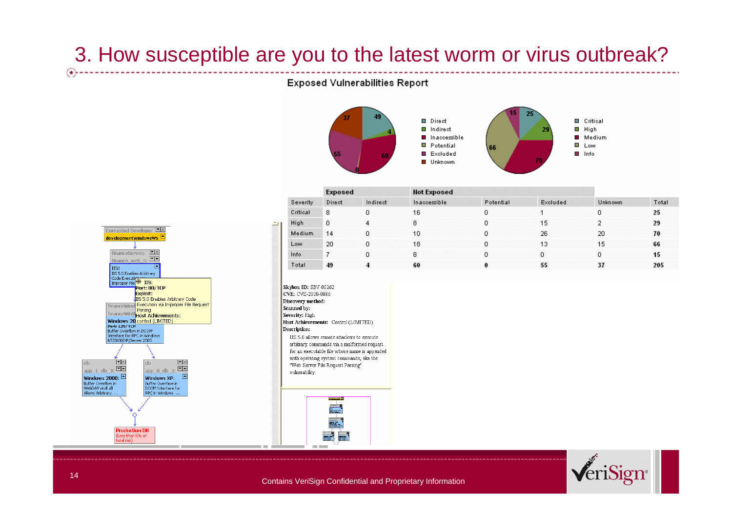# 3. How susceptible are you to the latest worm or virus outbreak?

## Exposed Vulnerabilities Report

| | Exposed | | Not Exposed | | | | |
|---|---|---|---|---|---|---|---|
| Severity | Direct | Indirect | Inaccessible | Potential | Excluded | Unknown | Total |
| Critical | 8 | 0 | 16 | 0 | 1 | 0 | **25** |
| High | 0 | 4 | 8 | 0 | 15 | 2 | **29** |
| Medium | 14 | 0 | 10 | 0 | 26 | 20 | **70** |
| Low | 20 | 0 | 18 | 0 | 13 | 15 | **66** |
| Info | 7 | 0 | 8 | 0 | 0 | 0 | **15** |
| Total | **49** | **4** | **60** | **0** | **55** | **37** | **205** |

**Skybox ID:** SBV-00262
**CVE:** CVE-2000-0886
**Discovery method:**
**Scanned by:**
**Severity:** High
**Host Achievements:** Control (LIMITED)
**Description:**

IIS 5.0 allows remote attackers to execute arbitrary commands via a malformed request for an executable file whose name is appended with operating system commands, aka the "Web Server File Request Parsing" vulnerability.

Contains VeriSign Confidential and Proprietary Information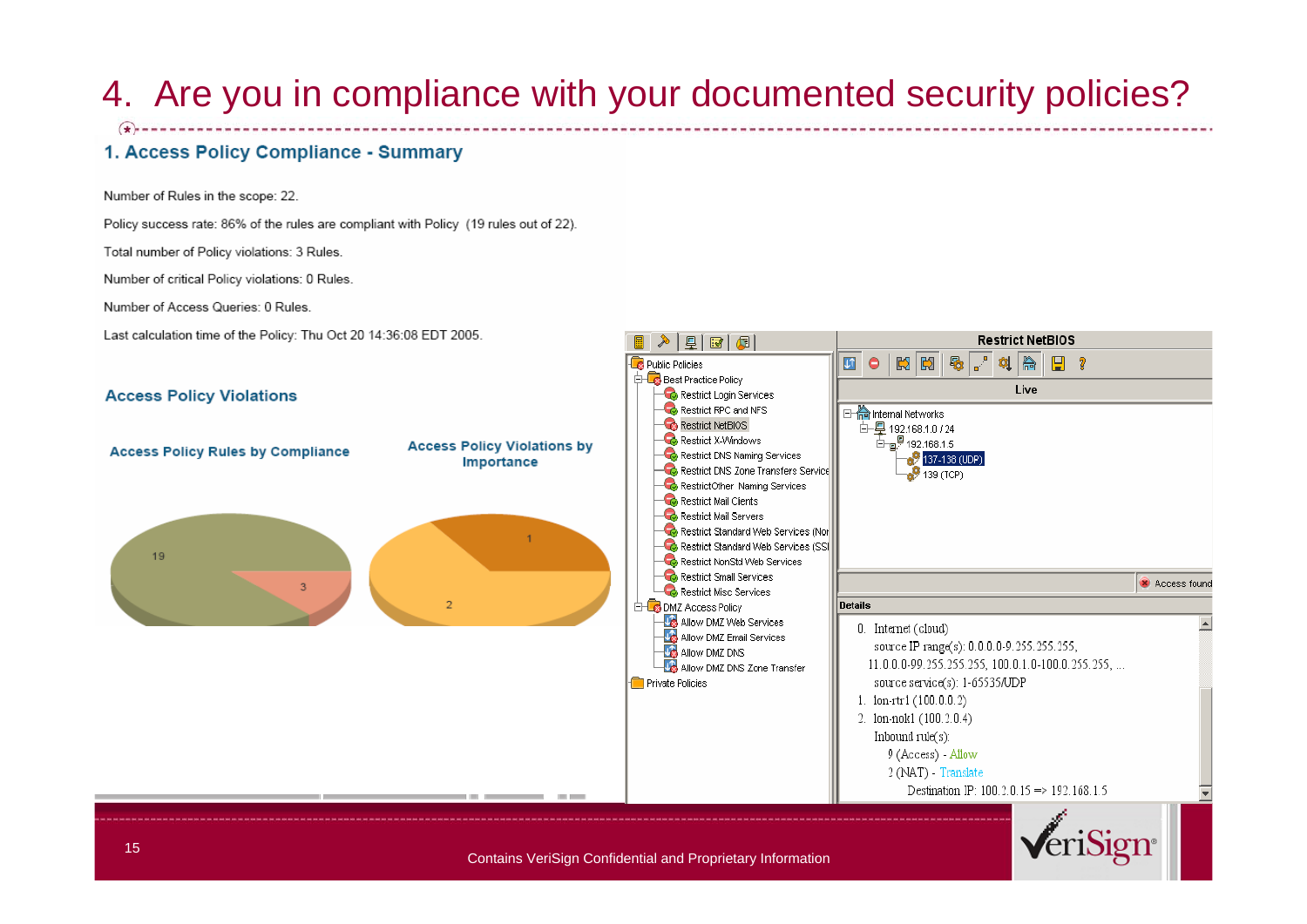# 4. Are you in compliance with your documented security policies?

## 1. Access Policy Compliance - Summary

Number of Rules in the scope: 22.

Policy success rate: 86% of the rules are compliant with Policy (19 rules out of 22).

Total number of Policy violations: 3 Rules.

Number of critical Policy violations: 0 Rules.

Number of Access Queries: 0 Rules.

Last calculation time of the Policy: Thu Oct 20 14:36:08 EDT 2005.

### Access Policy Violations

**Access Policy Rules by Compliance**

19

3

**Access Policy Violations by Importance**

1

2

Public Policies
- Best Practice Policy
  - Restrict Login Services
  - Restrict RPC and NFS
  - Restrict NetBIOS
  - Restrict X-Windows
  - Restrict DNS Naming Services
  - Restrict DNS Zone Transfers Service
  - RestrictOther Naming Services
  - Restrict Mail Clients
  - Restrict Mail Servers
  - Restrict Standard Web Services (Nor
  - Restrict Standard Web Services (SSl
  - Restrict NonStd Web Services
  - Restrict Small Services
  - Restrict Misc Services
- DMZ Access Policy
  - Allow DMZ Web Services
  - Allow DMZ Email Services
  - Allow DMZ DNS
  - Allow DMZ DNS Zone Transfer

Private Policies

**Restrict NetBIOS**

Live

- Internal Networks
  - 192.168.1.0 / 24
    - 192.168.1.5
      - 137-138 (UDP)
      - 139 (TCP)

Access found

**Details**

0. Internet (cloud)
   source IP range(s): 0.0.0.0-9.255.255.255, 11.0.0.0-99.255.255.255, 100.0.1.0-100.0.255.255, ...
   source service(s): 1-65535/UDP
1. lon-rtr1 (100.0.0.2)
2. lon-nokl (100.2.0.4)
   Inbound rule(s):
   9 (Access) - Allow
   2 (NAT) - Translate
   Destination IP: 100.2.0.15 => 192.168.1.5

Contains VeriSign Confidential and Proprietary Information

VeriSign®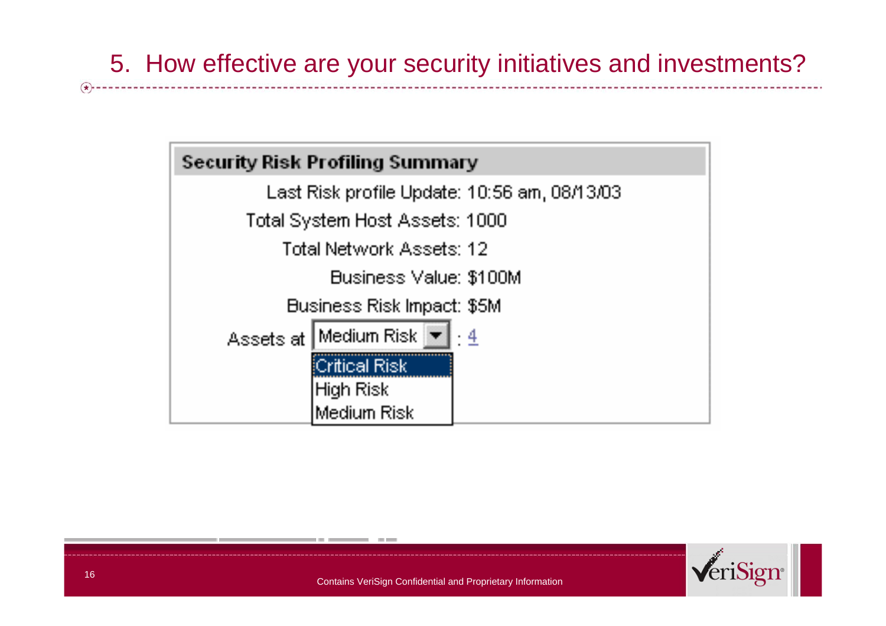# 5. How effective are your security initiatives and investments?

**Security Risk Profiling Summary**

Last Risk profile Update: 10:56 am, 08/13/03

Total System Host Assets: 1000

Total Network Assets: 12

Business Value: $100M

Business Risk Impact: $5M

Assets at [Medium Risk ▼] : 4

- Critical Risk
- High Risk
- Medium Risk

Contains VeriSign Confidential and Proprietary Information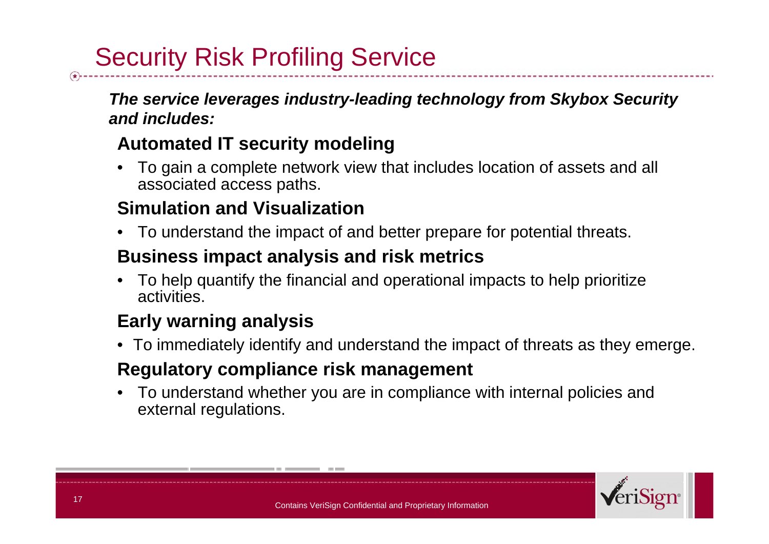# Security Risk Profiling Service

***The service leverages industry-leading technology from Skybox Security and includes:***

**Automated IT security modeling**

- To gain a complete network view that includes location of assets and all associated access paths.

**Simulation and Visualization**

- To understand the impact of and better prepare for potential threats.

**Business impact analysis and risk metrics**

- To help quantify the financial and operational impacts to help prioritize activities.

**Early warning analysis**

- To immediately identify and understand the impact of threats as they emerge.

**Regulatory compliance risk management**

- To understand whether you are in compliance with internal policies and external regulations.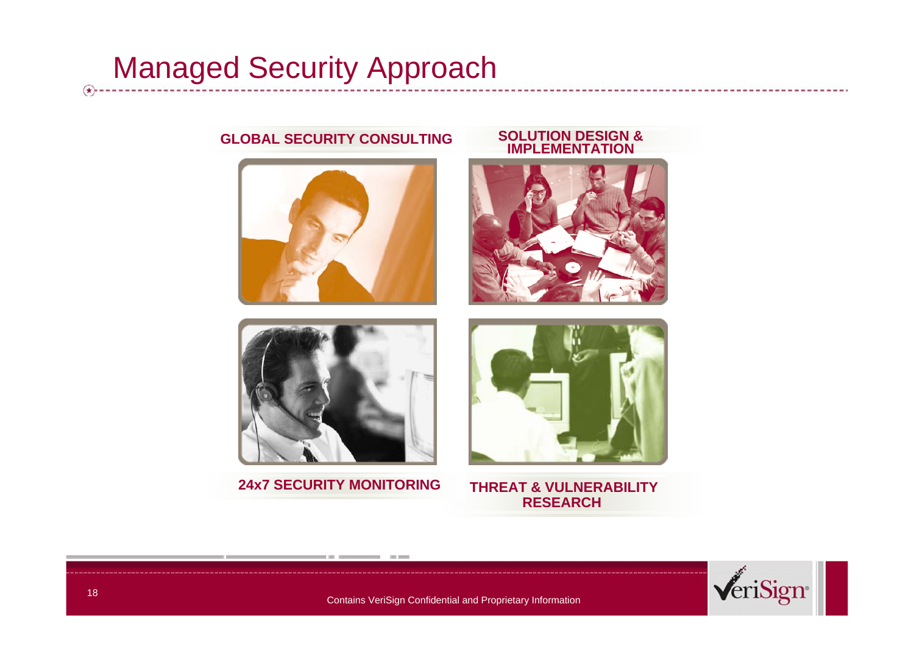# Managed Security Approach

**GLOBAL SECURITY CONSULTING**

**SOLUTION DESIGN & IMPLEMENTATION**

**24x7 SECURITY MONITORING**

**THREAT & VULNERABILITY RESEARCH**

Contains VeriSign Confidential and Proprietary Information